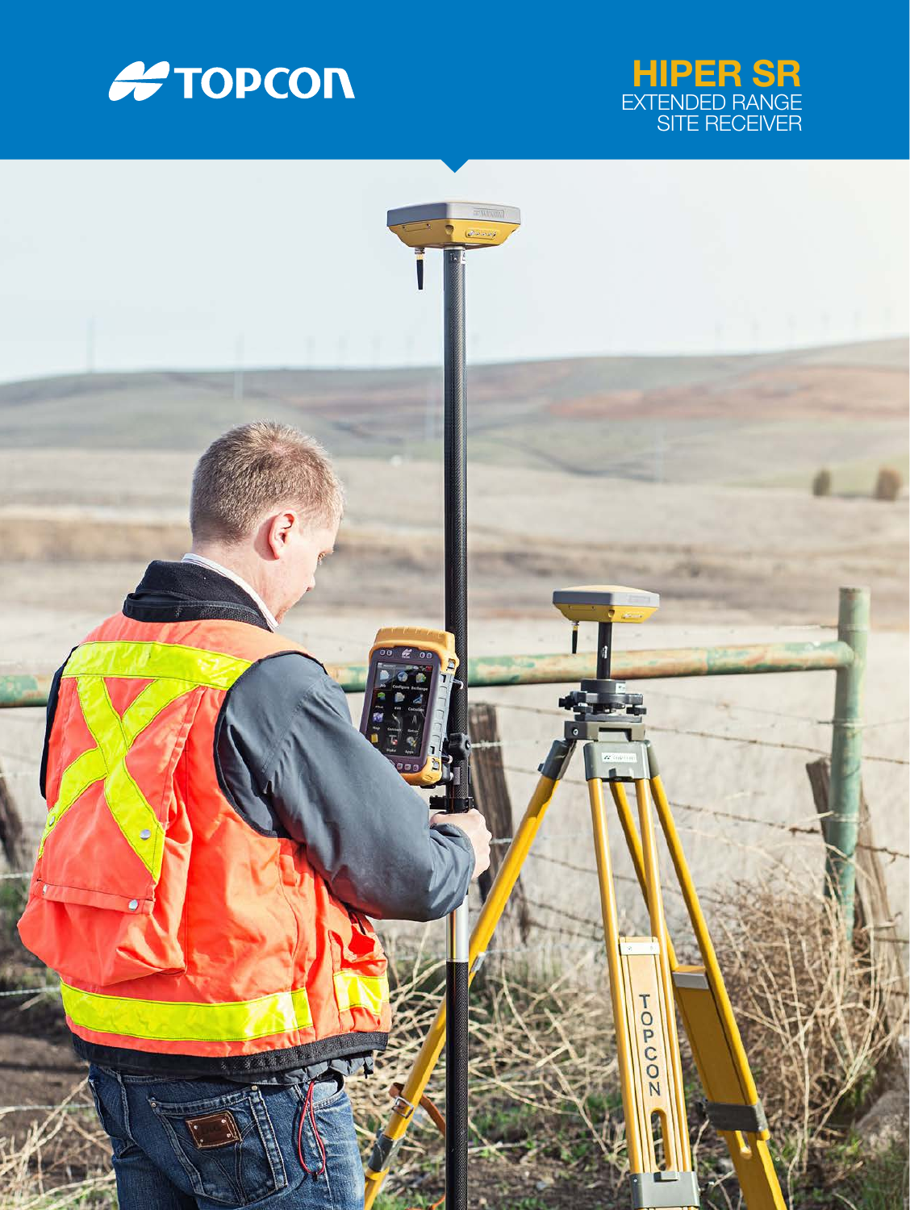TOPCON

# HIPER SR

EXTENDED RANGE
SITE RECEIVER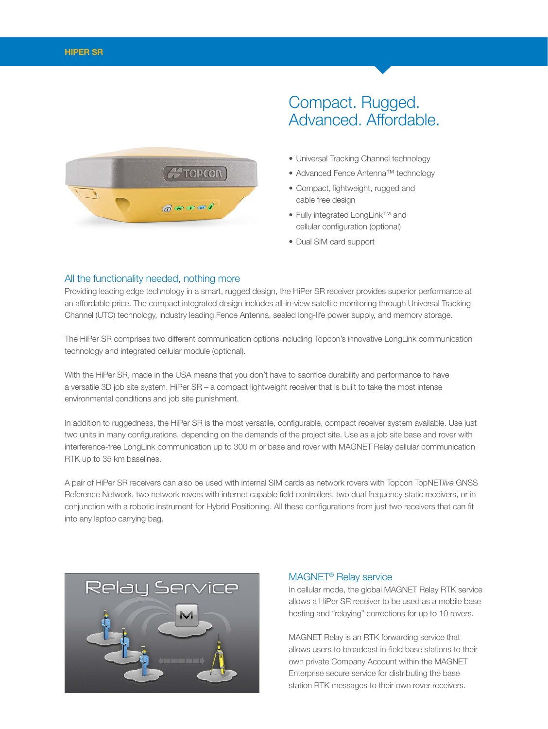## Compact. Rugged. Advanced. Affordable.

- Universal Tracking Channel technology
- Advanced Fence Antenna™ technology
- Compact, lightweight, rugged and cable free design
- Fully integrated LongLink™ and cellular configuration (optional)
- Dual SIM card support

### All the functionality needed, nothing more

Providing leading edge technology in a smart, rugged design, the HiPer SR receiver provides superior performance at an affordable price. The compact integrated design includes all-in-view satellite monitoring through Universal Tracking Channel (UTC) technology, industry leading Fence Antenna, sealed long-life power supply, and memory storage.

The HiPer SR comprises two different communication options including Topcon's innovative LongLink communication technology and integrated cellular module (optional).

With the HiPer SR, made in the USA means that you don't have to sacrifice durability and performance to have a versatile 3D job site system. HiPer SR – a compact lightweight receiver that is built to take the most intense environmental conditions and job site punishment.

In addition to ruggedness, the HiPer SR is the most versatile, configurable, compact receiver system available. Use just two units in many configurations, depending on the demands of the project site. Use as a job site base and rover with interference-free LongLink communication up to 300 m or base and rover with MAGNET Relay cellular communication RTK up to 35 km baselines.

A pair of HiPer SR receivers can also be used with internal SIM cards as network rovers with Topcon TopNET*live* GNSS Reference Network, two network rovers with internet capable field controllers, two dual frequency static receivers, or in conjunction with a robotic instrument for Hybrid Positioning. All these configurations from just two receivers that can fit into any laptop carrying bag.

### MAGNET® Relay service

In cellular mode, the global MAGNET Relay RTK service allows a HiPer SR receiver to be used as a mobile base hosting and "relaying" corrections for up to 10 rovers.

MAGNET Relay is an RTK forwarding service that allows users to broadcast in-field base stations to their own private Company Account within the MAGNET Enterprise secure service for distributing the base station RTK messages to their own rover receivers.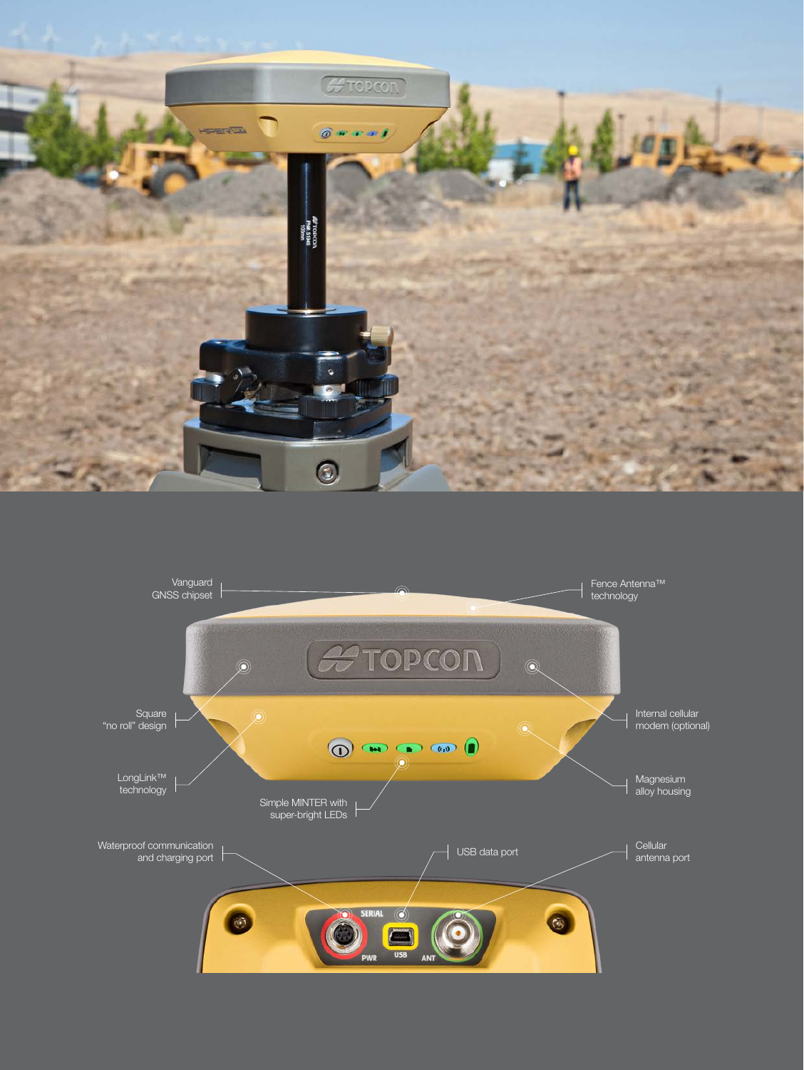Vanguard GNSS chipset

Fence Antenna™ technology

Square "no roll" design

Internal cellular modem (optional)

LongLink™ technology

Magnesium alloy housing

Simple MINTER with super-bright LEDs

Waterproof communication and charging port

USB data port

Cellular antenna port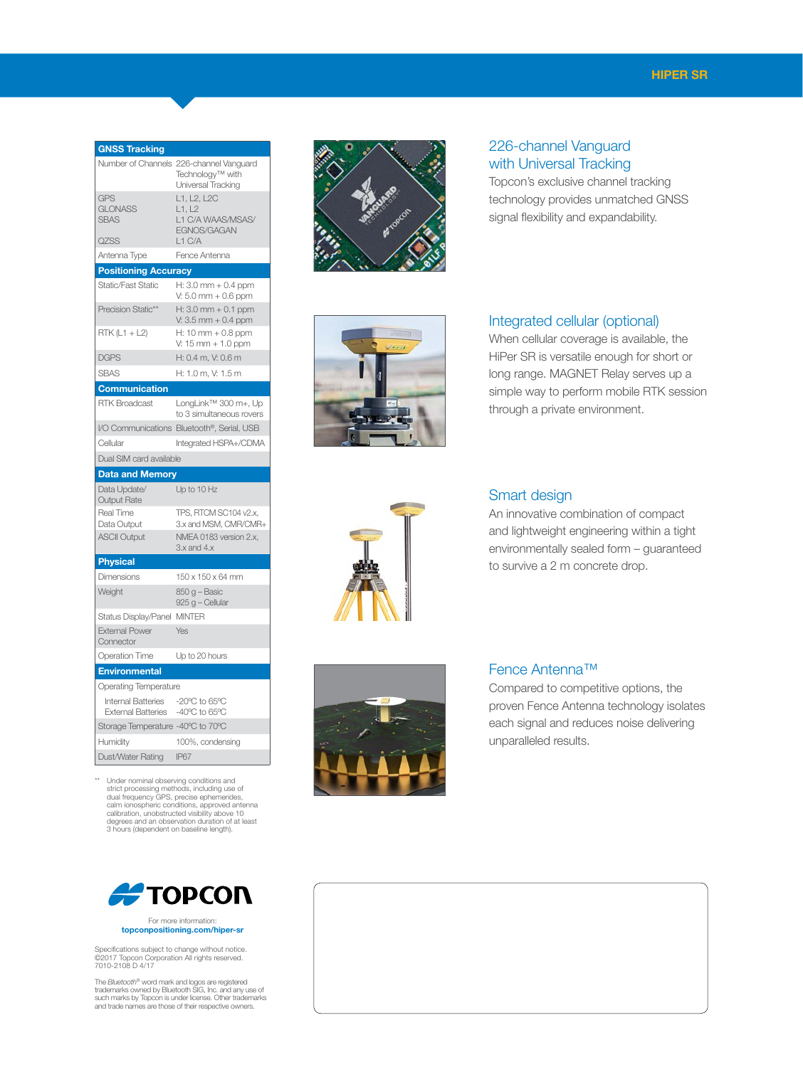## GNSS Tracking

| | |
|---|---|
| Number of Channels | 226-channel Vanguard Technology™ with Universal Tracking |
| GPS | L1, L2, L2C |
| GLONASS | L1, L2 |
| SBAS | L1 C/A WAAS/MSAS/ EGNOS/GAGAN |
| QZSS | L1 C/A |
| Antenna Type | Fence Antenna |

## Positioning Accuracy

| | |
|---|---|
| Static/Fast Static | H: 3.0 mm + 0.4 ppm<br>V: 5.0 mm + 0.6 ppm |
| Precision Static** | H: 3.0 mm + 0.1 ppm<br>V: 3.5 mm + 0.4 ppm |
| RTK (L1 + L2) | H: 10 mm + 0.8 ppm<br>V: 15 mm + 1.0 ppm |
| DGPS | H: 0.4 m, V: 0.6 m |
| SBAS | H: 1.0 m, V: 1.5 m |

## Communication

| | |
|---|---|
| RTK Broadcast | LongLink™ 300 m+, Up to 3 simultaneous rovers |
| I/O Communications | Bluetooth®, Serial, USB |
| Cellular | Integrated HSPA+/CDMA |
| Dual SIM card available | |

## Data and Memory

| | |
|---|---|
| Data Update/ Output Rate | Up to 10 Hz |
| Real Time Data Output | TPS, RTCM SC104 v2.x, 3.x and MSM, CMR/CMR+ |
| ASCII Output | NMEA 0183 version 2.x, 3.x and 4.x |

## Physical

| | |
|---|---|
| Dimensions | 150 x 150 x 64 mm |
| Weight | 850 g – Basic<br>925 g – Cellular |
| Status Display/Panel | MINTER |
| External Power Connector | Yes |
| Operation Time | Up to 20 hours |

## Environmental

| | |
|---|---|
| Operating Temperature | |
| Internal Batteries | -20ºC to 65ºC |
| External Batteries | -40ºC to 65ºC |
| Storage Temperature | -40ºC to 70ºC |
| Humidity | 100%, condensing |
| Dust/Water Rating | IP67 |

** Under nominal observing conditions and strict processing methods, including use of dual frequency GPS, precise ephemerides, calm ionospheric conditions, approved antenna calibration, unobstructed visibility above 10 degrees and an observation duration of at least 3 hours (dependent on baseline length).

## 226-channel Vanguard with Universal Tracking

Topcon's exclusive channel tracking technology provides unmatched GNSS signal flexibility and expandability.

## Integrated cellular (optional)

When cellular coverage is available, the HiPer SR is versatile enough for short or long range. MAGNET Relay serves up a simple way to perform mobile RTK session through a private environment.

## Smart design

An innovative combination of compact and lightweight engineering within a tight environmentally sealed form – guaranteed to survive a 2 m concrete drop.

## Fence Antenna™

Compared to competitive options, the proven Fence Antenna technology isolates each signal and reduces noise delivering unparalleled results.

TOPCON

For more information:
topconpositioning.com/hiper-sr

Specifications subject to change without notice.
©2017 Topcon Corporation All rights reserved.
7010-2108 D 4/17

The *Bluetooth*® word mark and logos are registered trademarks owned by Bluetooth SIG, Inc. and any use of such marks by Topcon is under license. Other trademarks and trade names are those of their respective owners.